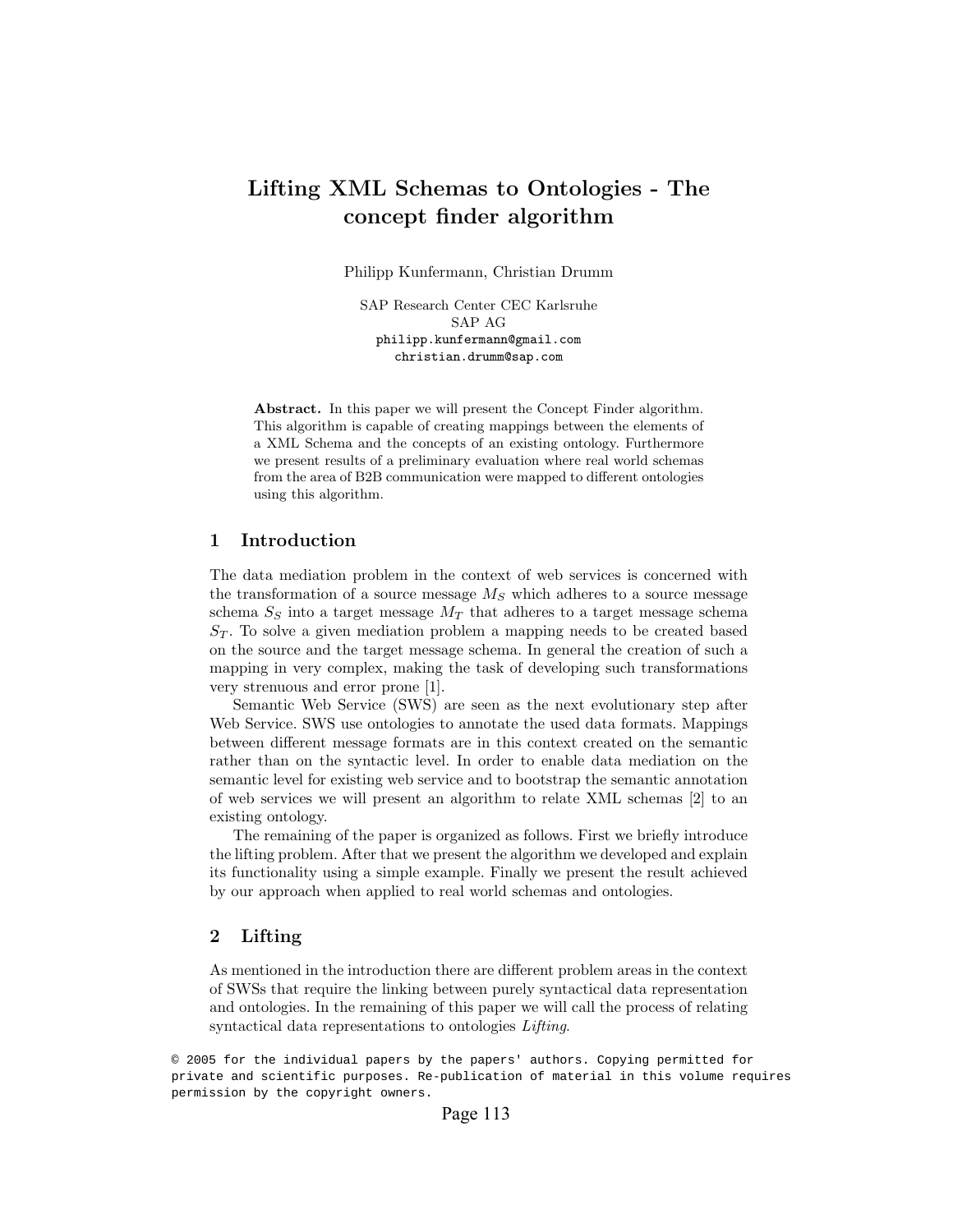# Lifting XML Schemas to Ontologies - The concept finder algorithm

Philipp Kunfermann, Christian Drumm

SAP Research Center CEC Karlsruhe
SAP AG
philipp.kunfermann@gmail.com
christian.drumm@sap.com

**Abstract.** In this paper we will present the Concept Finder algorithm. This algorithm is capable of creating mappings between the elements of a XML Schema and the concepts of an existing ontology. Furthermore we present results of a preliminary evaluation where real world schemas from the area of B2B communication were mapped to different ontologies using this algorithm.

## 1 Introduction

The data mediation problem in the context of web services is concerned with the transformation of a source message $M_S$ which adheres to a source message schema $S_S$ into a target message $M_T$ that adheres to a target message schema $S_T$. To solve a given mediation problem a mapping needs to be created based on the source and the target message schema. In general the creation of such a mapping in very complex, making the task of developing such transformations very strenuous and error prone [1].

Semantic Web Service (SWS) are seen as the next evolutionary step after Web Service. SWS use ontologies to annotate the used data formats. Mappings between different message formats are in this context created on the semantic rather than on the syntactic level. In order to enable data mediation on the semantic level for existing web service and to bootstrap the semantic annotation of web services we will present an algorithm to relate XML schemas [2] to an existing ontology.

The remaining of the paper is organized as follows. First we briefly introduce the lifting problem. After that we present the algorithm we developed and explain its functionality using a simple example. Finally we present the result achieved by our approach when applied to real world schemas and ontologies.

## 2 Lifting

As mentioned in the introduction there are different problem areas in the context of SWSs that require the linking between purely syntactical data representation and ontologies. In the remaining of this paper we will call the process of relating syntactical data representations to ontologies *Lifting*.

© 2005 for the individual papers by the papers' authors. Copying permitted for private and scientific purposes. Re-publication of material in this volume requires permission by the copyright owners.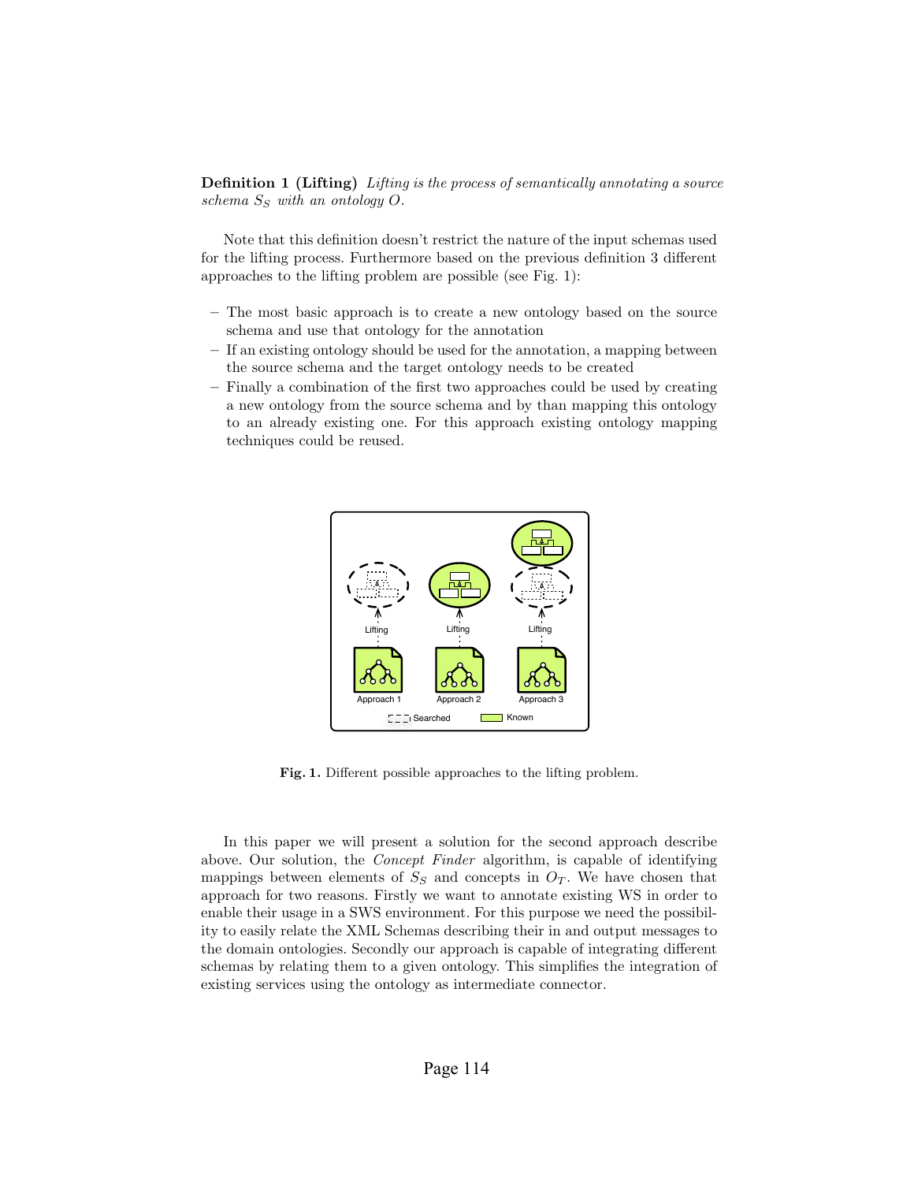**Definition 1 (Lifting)** *Lifting is the process of semantically annotating a source schema $S_S$ with an ontology $O$.*

Note that this definition doesn't restrict the nature of the input schemas used for the lifting process. Furthermore based on the previous definition 3 different approaches to the lifting problem are possible (see Fig. 1):

- The most basic approach is to create a new ontology based on the source schema and use that ontology for the annotation
- If an existing ontology should be used for the annotation, a mapping between the source schema and the target ontology needs to be created
- Finally a combination of the first two approaches could be used by creating a new ontology from the source schema and by than mapping this ontology to an already existing one. For this approach existing ontology mapping techniques could be reused.

**Fig. 1.** Different possible approaches to the lifting problem.

In this paper we will present a solution for the second approach describe above. Our solution, the *Concept Finder* algorithm, is capable of identifying mappings between elements of $S_S$ and concepts in $O_T$. We have chosen that approach for two reasons. Firstly we want to annotate existing WS in order to enable their usage in a SWS environment. For this purpose we need the possibility to easily relate the XML Schemas describing their in and output messages to the domain ontologies. Secondly our approach is capable of integrating different schemas by relating them to a given ontology. This simplifies the integration of existing services using the ontology as intermediate connector.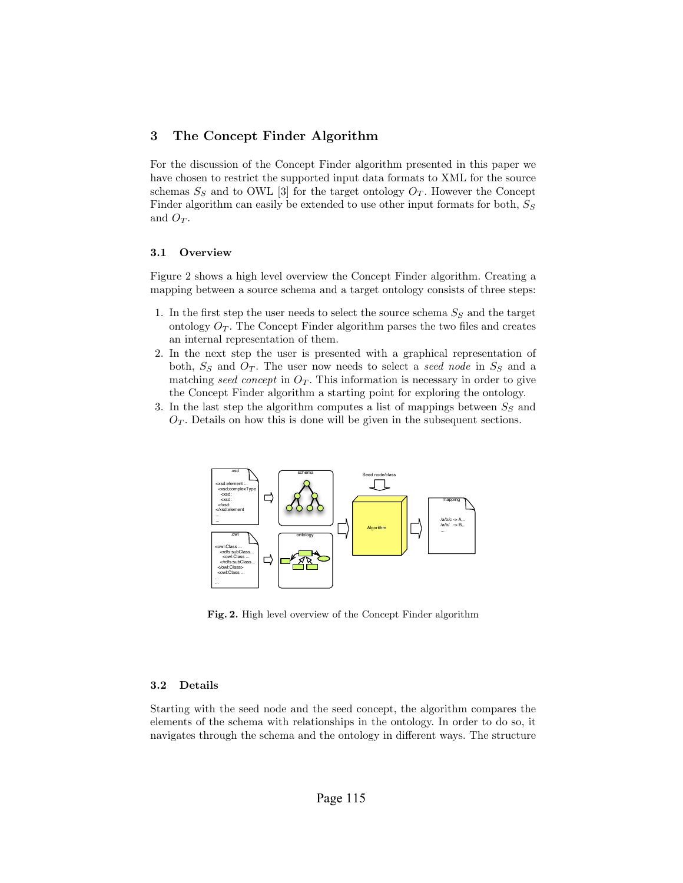## 3 The Concept Finder Algorithm

For the discussion of the Concept Finder algorithm presented in this paper we have chosen to restrict the supported input data formats to XML for the source schemas $S_S$ and to OWL [3] for the target ontology $O_T$. However the Concept Finder algorithm can easily be extended to use other input formats for both, $S_S$ and $O_T$.

### 3.1 Overview

Figure 2 shows a high level overview the Concept Finder algorithm. Creating a mapping between a source schema and a target ontology consists of three steps:

1. In the first step the user needs to select the source schema $S_S$ and the target ontology $O_T$. The Concept Finder algorithm parses the two files and creates an internal representation of them.
2. In the next step the user is presented with a graphical representation of both, $S_S$ and $O_T$. The user now needs to select a *seed node* in $S_S$ and a matching *seed concept* in $O_T$. This information is necessary in order to give the Concept Finder algorithm a starting point for exploring the ontology.
3. In the last step the algorithm computes a list of mappings between $S_S$ and $O_T$. Details on how this is done will be given in the subsequent sections.

**Fig. 2.** High level overview of the Concept Finder algorithm

### 3.2 Details

Starting with the seed node and the seed concept, the algorithm compares the elements of the schema with relationships in the ontology. In order to do so, it navigates through the schema and the ontology in different ways. The structure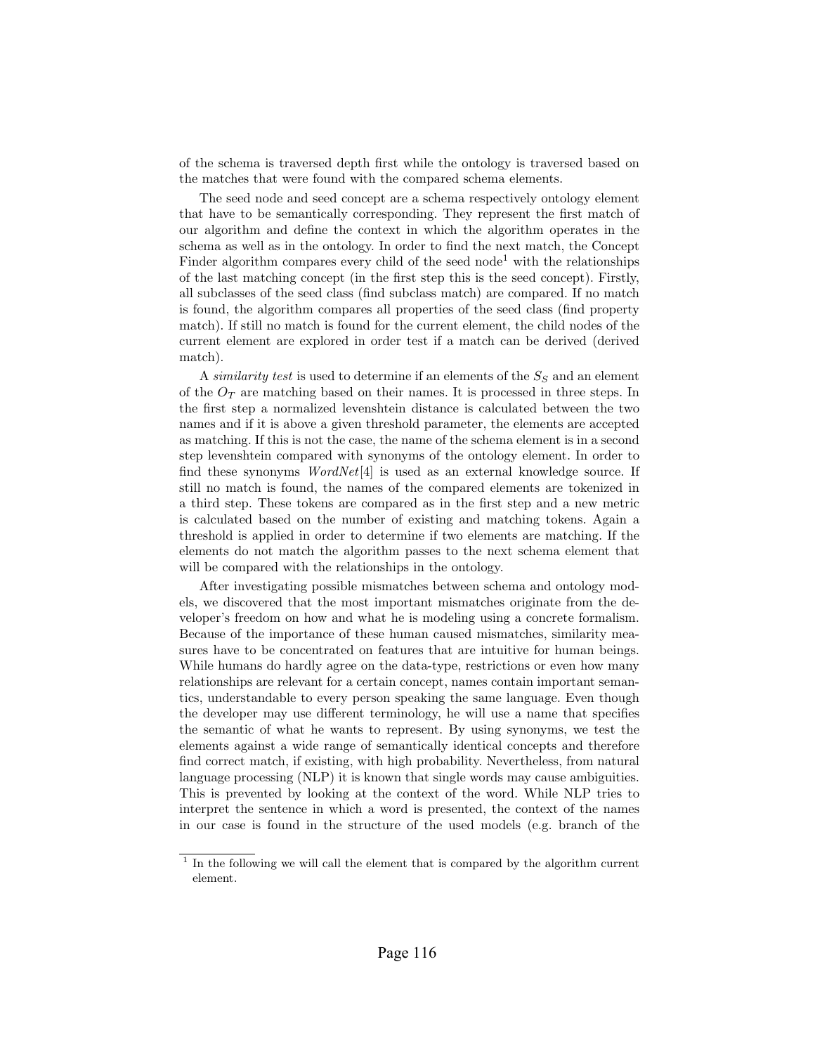of the schema is traversed depth first while the ontology is traversed based on the matches that were found with the compared schema elements.

The seed node and seed concept are a schema respectively ontology element that have to be semantically corresponding. They represent the first match of our algorithm and define the context in which the algorithm operates in the schema as well as in the ontology. In order to find the next match, the Concept Finder algorithm compares every child of the seed node[1] with the relationships of the last matching concept (in the first step this is the seed concept). Firstly, all subclasses of the seed class (find subclass match) are compared. If no match is found, the algorithm compares all properties of the seed class (find property match). If still no match is found for the current element, the child nodes of the current element are explored in order test if a match can be derived (derived match).

A *similarity test* is used to determine if an elements of the $S_S$ and an element of the $O_T$ are matching based on their names. It is processed in three steps. In the first step a normalized levenshtein distance is calculated between the two names and if it is above a given threshold parameter, the elements are accepted as matching. If this is not the case, the name of the schema element is in a second step levenshtein compared with synonyms of the ontology element. In order to find these synonyms *WordNet*[4] is used as an external knowledge source. If still no match is found, the names of the compared elements are tokenized in a third step. These tokens are compared as in the first step and a new metric is calculated based on the number of existing and matching tokens. Again a threshold is applied in order to determine if two elements are matching. If the elements do not match the algorithm passes to the next schema element that will be compared with the relationships in the ontology.

After investigating possible mismatches between schema and ontology models, we discovered that the most important mismatches originate from the developer's freedom on how and what he is modeling using a concrete formalism. Because of the importance of these human caused mismatches, similarity measures have to be concentrated on features that are intuitive for human beings. While humans do hardly agree on the data-type, restrictions or even how many relationships are relevant for a certain concept, names contain important semantics, understandable to every person speaking the same language. Even though the developer may use different terminology, he will use a name that specifies the semantic of what he wants to represent. By using synonyms, we test the elements against a wide range of semantically identical concepts and therefore find correct match, if existing, with high probability. Nevertheless, from natural language processing (NLP) it is known that single words may cause ambiguities. This is prevented by looking at the context of the word. While NLP tries to interpret the sentence in which a word is presented, the context of the names in our case is found in the structure of the used models (e.g. branch of the

[1] In the following we will call the element that is compared by the algorithm current element.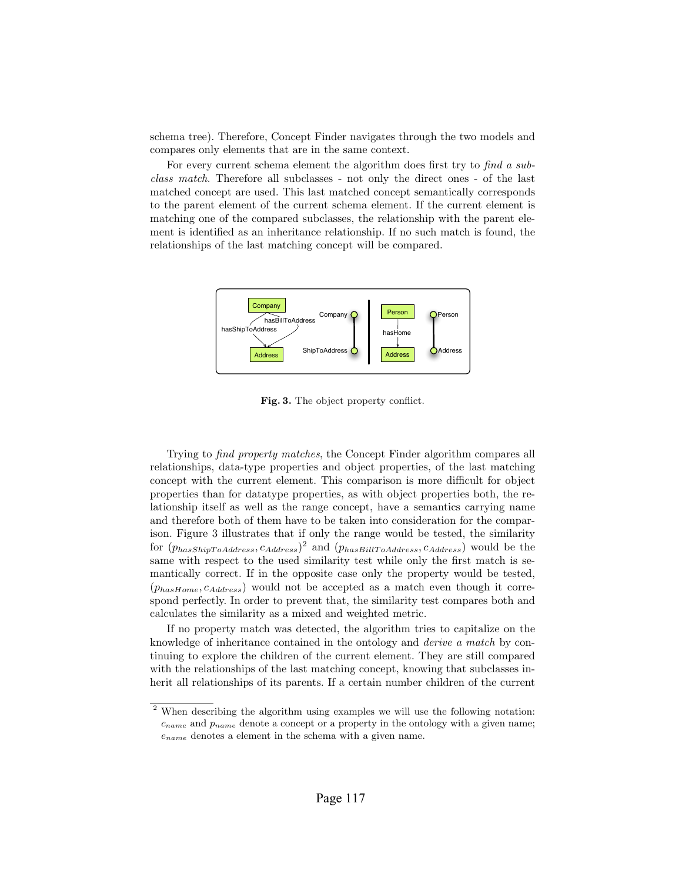schema tree). Therefore, Concept Finder navigates through the two models and compares only elements that are in the same context.

For every current schema element the algorithm does first try to *find a subclass match*. Therefore all subclasses - not only the direct ones - of the last matched concept are used. This last matched concept semantically corresponds to the parent element of the current schema element. If the current element is matching one of the compared subclasses, the relationship with the parent element is identified as an inheritance relationship. If no such match is found, the relationships of the last matching concept will be compared.

**Fig. 3.** The object property conflict.

Trying to *find property matches*, the Concept Finder algorithm compares all relationships, data-type properties and object properties, of the last matching concept with the current element. This comparison is more difficult for object properties than for datatype properties, as with object properties both, the relationship itself as well as the range concept, have a semantics carrying name and therefore both of them have to be taken into consideration for the comparison. Figure 3 illustrates that if only the range would be tested, the similarity for $(p_{hasShipToAddress}, c_{Address})$[2] and $(p_{hasBillToAddress}, c_{Address})$ would be the same with respect to the used similarity test while only the first match is semantically correct. If in the opposite case only the property would be tested, $(p_{hasHome}, c_{Address})$ would not be accepted as a match even though it correspond perfectly. In order to prevent that, the similarity test compares both and calculates the similarity as a mixed and weighted metric.

If no property match was detected, the algorithm tries to capitalize on the knowledge of inheritance contained in the ontology and *derive a match* by continuing to explore the children of the current element. They are still compared with the relationships of the last matching concept, knowing that subclasses inherit all relationships of its parents. If a certain number children of the current

[2] When describing the algorithm using examples we will use the following notation: $c_{name}$ and $p_{name}$ denote a concept or a property in the ontology with a given name; $e_{name}$ denotes a element in the schema with a given name.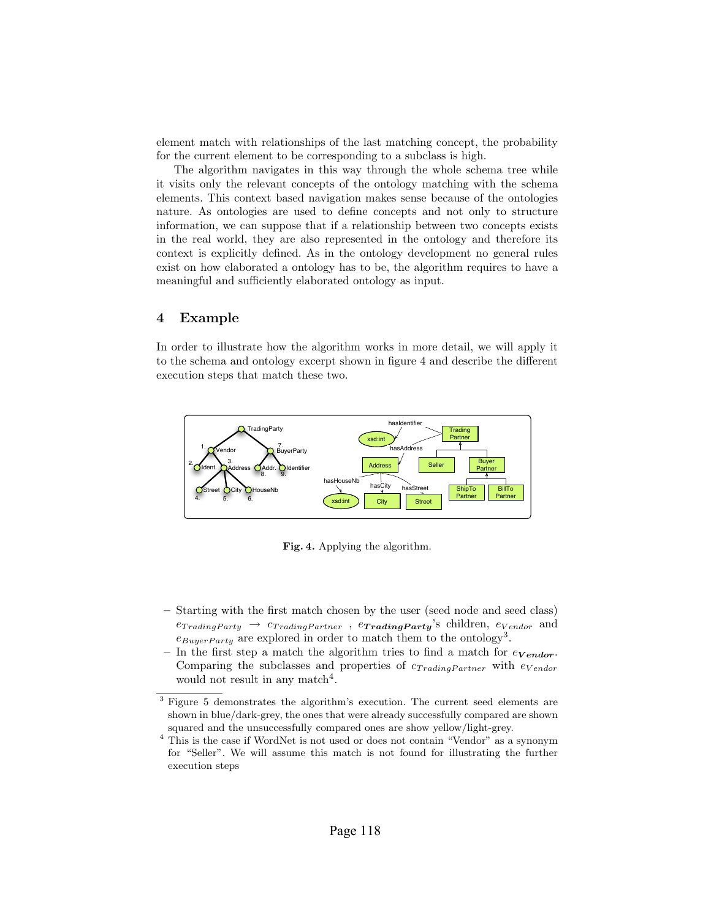element match with relationships of the last matching concept, the probability for the current element to be corresponding to a subclass is high.

The algorithm navigates in this way through the whole schema tree while it visits only the relevant concepts of the ontology matching with the schema elements. This context based navigation makes sense because of the ontologies nature. As ontologies are used to define concepts and not only to structure information, we can suppose that if a relationship between two concepts exists in the real world, they are also represented in the ontology and therefore its context is explicitly defined. As in the ontology development no general rules exist on how elaborated a ontology has to be, the algorithm requires to have a meaningful and sufficiently elaborated ontology as input.

## 4 Example

In order to illustrate how the algorithm works in more detail, we will apply it to the schema and ontology excerpt shown in figure 4 and describe the different execution steps that match these two.

**Fig. 4.** Applying the algorithm.

- Starting with the first match chosen by the user (seed node and seed class) $e_{TradingParty} \rightarrow c_{TradingPartner}$ , $e_{\boldsymbol{TradingParty}}$'s children, $e_{Vendor}$ and $e_{BuyerParty}$ are explored in order to match them to the ontology[3].
- In the first step a match the algorithm tries to find a match for $e_{\boldsymbol{Vendor}}$. Comparing the subclasses and properties of $c_{TradingPartner}$ with $e_{Vendor}$ would not result in any match[4].

[3] Figure 5 demonstrates the algorithm's execution. The current seed elements are shown in blue/dark-grey, the ones that were already successfully compared are shown squared and the unsuccessfully compared ones are show yellow/light-grey.

[4] This is the case if WordNet is not used or does not contain "Vendor" as a synonym for "Seller". We will assume this match is not found for illustrating the further execution steps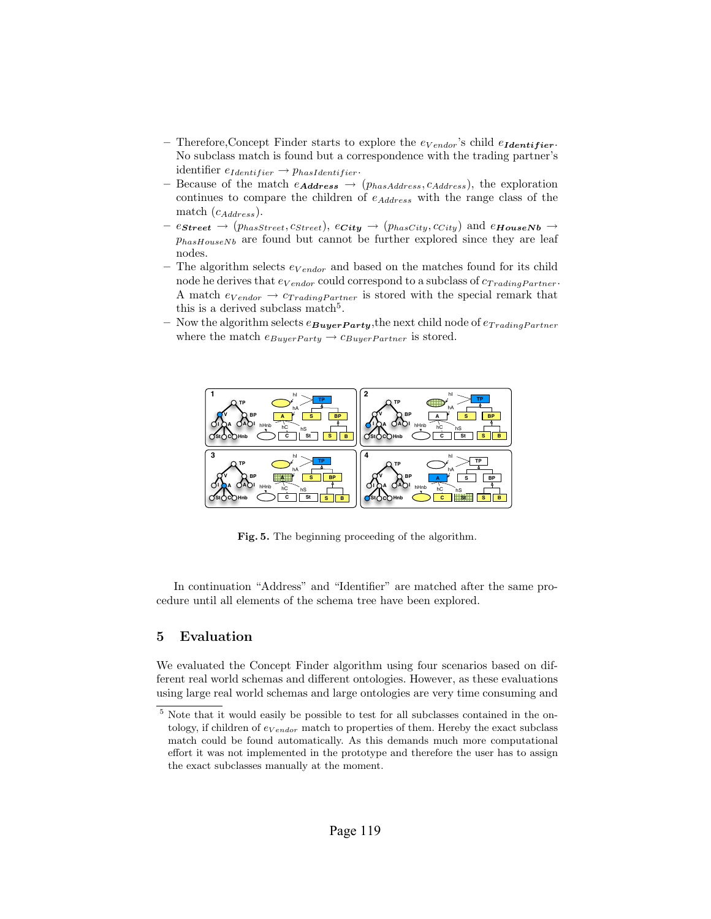- Therefore,Concept Finder starts to explore the $e_{Vendor}$'s child $e_{\boldsymbol{Identifier}}$. No subclass match is found but a correspondence with the trading partner's identifier $e_{Identifier} \rightarrow p_{hasIdentifier}$.
- Because of the match $e_{\boldsymbol{Address}} \rightarrow (p_{hasAddress}, c_{Address})$, the exploration continues to compare the children of $e_{Address}$ with the range class of the match ($c_{Address}$).
- $e_{\boldsymbol{Street}} \rightarrow (p_{hasStreet}, c_{Street})$, $e_{\boldsymbol{City}} \rightarrow (p_{hasCity}, c_{City})$ and $e_{\boldsymbol{HouseNb}} \rightarrow p_{hasHouseNb}$ are found but cannot be further explored since they are leaf nodes.
- The algorithm selects $e_{Vendor}$ and based on the matches found for its child node he derives that $e_{Vendor}$ could correspond to a subclass of $c_{TradingPartner}$. A match $e_{Vendor} \rightarrow c_{TradingPartner}$ is stored with the special remark that this is a derived subclass match[5].
- Now the algorithm selects $e_{\boldsymbol{BuyerParty}}$,the next child node of $e_{TradingPartner}$ where the match $e_{BuyerParty} \rightarrow c_{BuyerPartner}$ is stored.

**Fig. 5.** The beginning proceeding of the algorithm.

In continuation "Address" and "Identifier" are matched after the same procedure until all elements of the schema tree have been explored.

## 5 Evaluation

We evaluated the Concept Finder algorithm using four scenarios based on different real world schemas and different ontologies. However, as these evaluations using large real world schemas and large ontologies are very time consuming and

[5] Note that it would easily be possible to test for all subclasses contained in the ontology, if children of $e_{Vendor}$ match to properties of them. Hereby the exact subclass match could be found automatically. As this demands much more computational effort it was not implemented in the prototype and therefore the user has to assign the exact subclasses manually at the moment.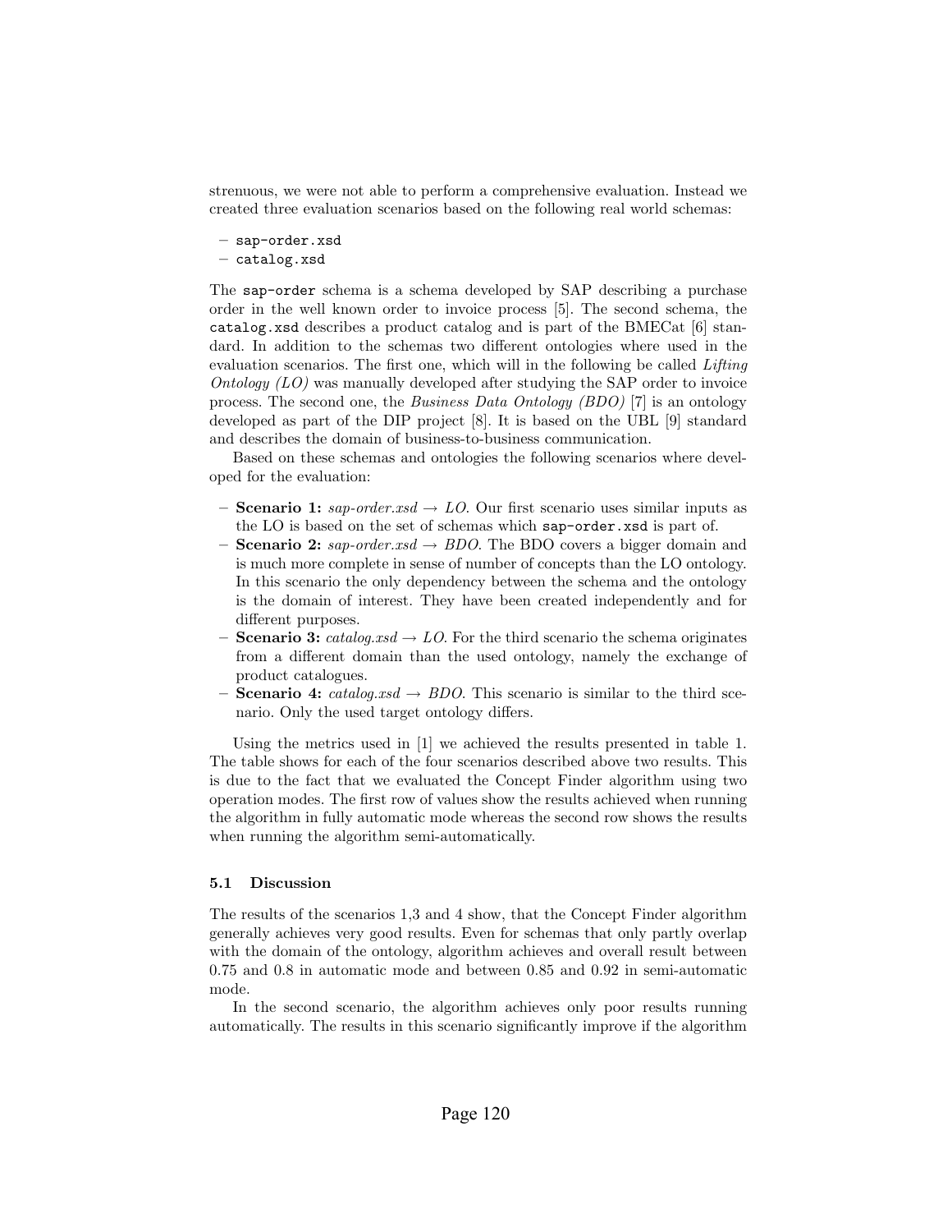strenuous, we were not able to perform a comprehensive evaluation. Instead we created three evaluation scenarios based on the following real world schemas:

- sap-order.xsd
- catalog.xsd

The sap-order schema is a schema developed by SAP describing a purchase order in the well known order to invoice process [5]. The second schema, the catalog.xsd describes a product catalog and is part of the BMECat [6] standard. In addition to the schemas two different ontologies where used in the evaluation scenarios. The first one, which will in the following be called *Lifting Ontology (LO)* was manually developed after studying the SAP order to invoice process. The second one, the *Business Data Ontology (BDO)* [7] is an ontology developed as part of the DIP project [8]. It is based on the UBL [9] standard and describes the domain of business-to-business communication.

Based on these schemas and ontologies the following scenarios where developed for the evaluation:

- **Scenario 1:** *sap-order.xsd* → *LO*. Our first scenario uses similar inputs as the LO is based on the set of schemas which sap-order.xsd is part of.
- **Scenario 2:** *sap-order.xsd* → *BDO*. The BDO covers a bigger domain and is much more complete in sense of number of concepts than the LO ontology. In this scenario the only dependency between the schema and the ontology is the domain of interest. They have been created independently and for different purposes.
- **Scenario 3:** *catalog.xsd* → *LO*. For the third scenario the schema originates from a different domain than the used ontology, namely the exchange of product catalogues.
- **Scenario 4:** *catalog.xsd* → *BDO*. This scenario is similar to the third scenario. Only the used target ontology differs.

Using the metrics used in [1] we achieved the results presented in table 1. The table shows for each of the four scenarios described above two results. This is due to the fact that we evaluated the Concept Finder algorithm using two operation modes. The first row of values show the results achieved when running the algorithm in fully automatic mode whereas the second row shows the results when running the algorithm semi-automatically.

### 5.1 Discussion

The results of the scenarios 1,3 and 4 show, that the Concept Finder algorithm generally achieves very good results. Even for schemas that only partly overlap with the domain of the ontology, algorithm achieves and overall result between 0.75 and 0.8 in automatic mode and between 0.85 and 0.92 in semi-automatic mode.

In the second scenario, the algorithm achieves only poor results running automatically. The results in this scenario significantly improve if the algorithm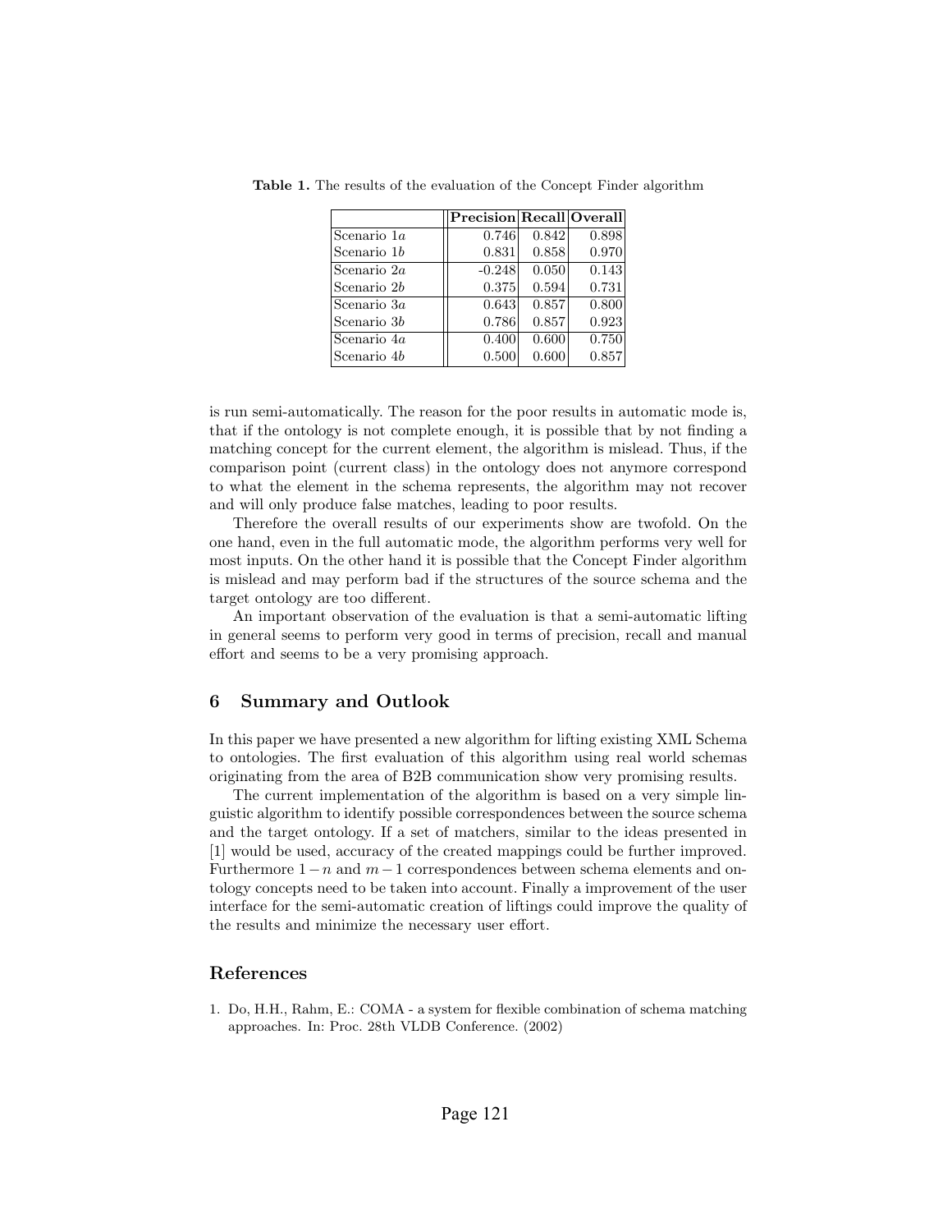**Table 1.** The results of the evaluation of the Concept Finder algorithm

| | **Precision** | **Recall** | **Overall** |
|---|---|---|---|
| Scenario 1*a* | 0.746 | 0.842 | 0.898 |
| Scenario 1*b* | 0.831 | 0.858 | 0.970 |
| Scenario 2*a* | -0.248 | 0.050 | 0.143 |
| Scenario 2*b* | 0.375 | 0.594 | 0.731 |
| Scenario 3*a* | 0.643 | 0.857 | 0.800 |
| Scenario 3*b* | 0.786 | 0.857 | 0.923 |
| Scenario 4*a* | 0.400 | 0.600 | 0.750 |
| Scenario 4*b* | 0.500 | 0.600 | 0.857 |

is run semi-automatically. The reason for the poor results in automatic mode is, that if the ontology is not complete enough, it is possible that by not finding a matching concept for the current element, the algorithm is mislead. Thus, if the comparison point (current class) in the ontology does not anymore correspond to what the element in the schema represents, the algorithm may not recover and will only produce false matches, leading to poor results.

Therefore the overall results of our experiments show are twofold. On the one hand, even in the full automatic mode, the algorithm performs very well for most inputs. On the other hand it is possible that the Concept Finder algorithm is mislead and may perform bad if the structures of the source schema and the target ontology are too different.

An important observation of the evaluation is that a semi-automatic lifting in general seems to perform very good in terms of precision, recall and manual effort and seems to be a very promising approach.

## 6 Summary and Outlook

In this paper we have presented a new algorithm for lifting existing XML Schema to ontologies. The first evaluation of this algorithm using real world schemas originating from the area of B2B communication show very promising results.

The current implementation of the algorithm is based on a very simple linguistic algorithm to identify possible correspondences between the source schema and the target ontology. If a set of matchers, similar to the ideas presented in [1] would be used, accuracy of the created mappings could be further improved. Furthermore $1-n$ and $m-1$ correspondences between schema elements and ontology concepts need to be taken into account. Finally a improvement of the user interface for the semi-automatic creation of liftings could improve the quality of the results and minimize the necessary user effort.

## References

1. Do, H.H., Rahm, E.: COMA - a system for flexible combination of schema matching approaches. In: Proc. 28th VLDB Conference. (2002)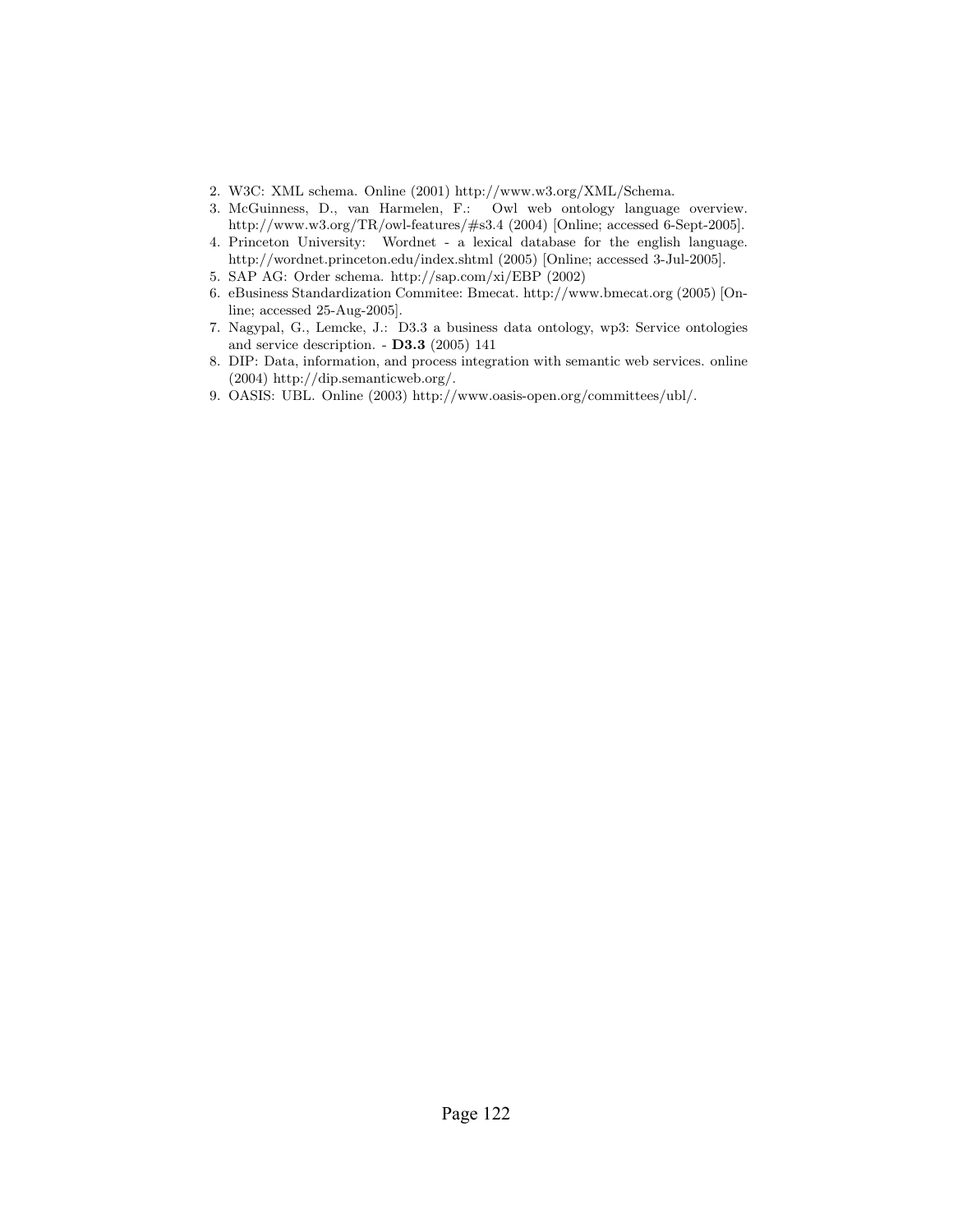2. W3C: XML schema. Online (2001) http://www.w3.org/XML/Schema.
3. McGuinness, D., van Harmelen, F.: Owl web ontology language overview. http://www.w3.org/TR/owl-features/#s3.4 (2004) [Online; accessed 6-Sept-2005].
4. Princeton University: Wordnet - a lexical database for the english language. http://wordnet.princeton.edu/index.shtml (2005) [Online; accessed 3-Jul-2005].
5. SAP AG: Order schema. http://sap.com/xi/EBP (2002)
6. eBusiness Standardization Commitee: Bmecat. http://www.bmecat.org (2005) [Online; accessed 25-Aug-2005].
7. Nagypal, G., Lemcke, J.: D3.3 a business data ontology, wp3: Service ontologies and service description. - **D3.3** (2005) 141
8. DIP: Data, information, and process integration with semantic web services. online (2004) http://dip.semanticweb.org/.
9. OASIS: UBL. Online (2003) http://www.oasis-open.org/committees/ubl/.